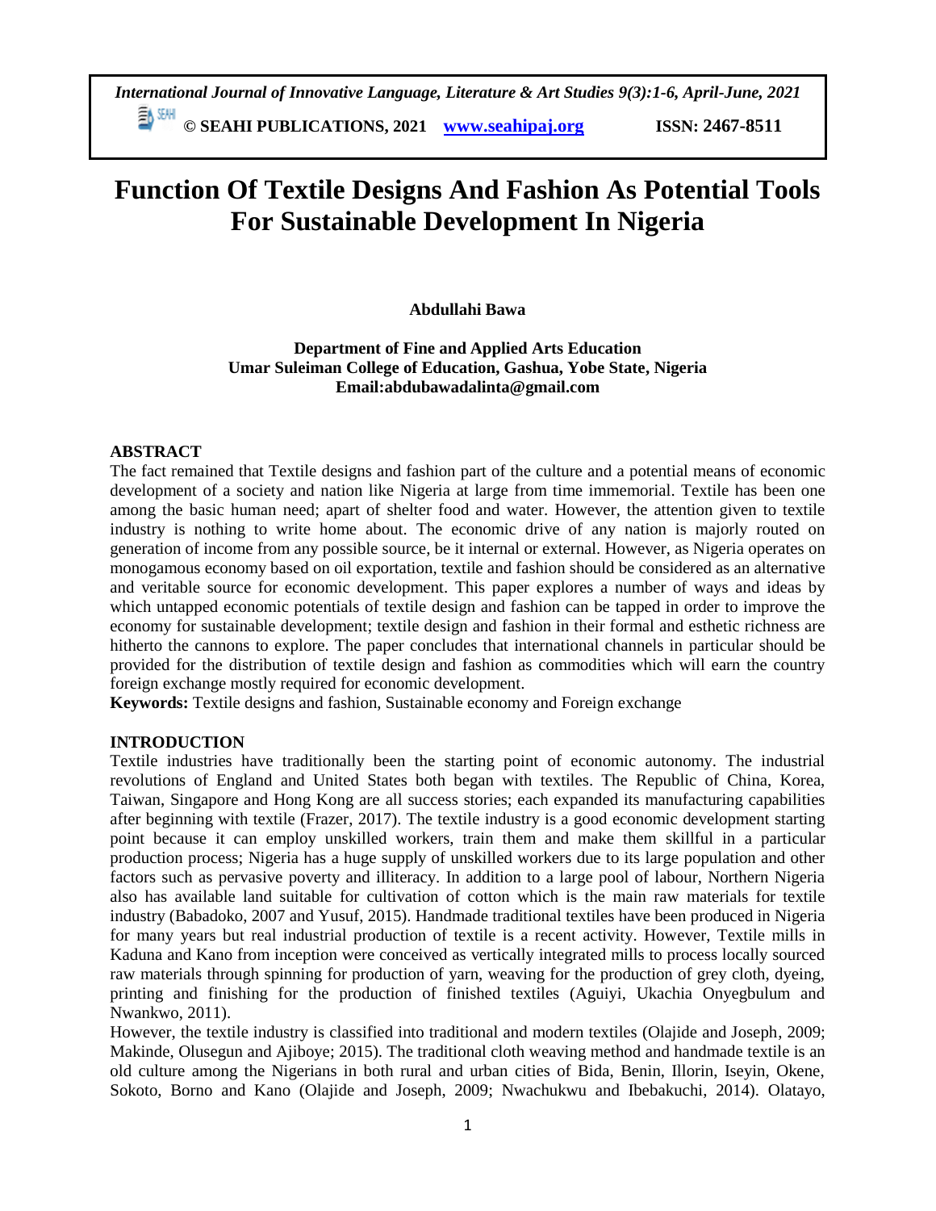# Function Of Textile Designs And Fashion As Potential Tools For Sustainable Development In Nigeria

**Abdullahi Bawa**

**Department of Fine and Applied Arts Education**
**Umar Suleiman College of Education, Gashua, Yobe State, Nigeria**
**Email:abdubawadalinta@gmail.com**

## ABSTRACT

The fact remained that Textile designs and fashion part of the culture and a potential means of economic development of a society and nation like Nigeria at large from time immemorial. Textile has been one among the basic human need; apart of shelter food and water. However, the attention given to textile industry is nothing to write home about. The economic drive of any nation is majorly routed on generation of income from any possible source, be it internal or external. However, as Nigeria operates on monogamous economy based on oil exportation, textile and fashion should be considered as an alternative and veritable source for economic development. This paper explores a number of ways and ideas by which untapped economic potentials of textile design and fashion can be tapped in order to improve the economy for sustainable development; textile design and fashion in their formal and esthetic richness are hitherto the cannons to explore. The paper concludes that international channels in particular should be provided for the distribution of textile design and fashion as commodities which will earn the country foreign exchange mostly required for economic development.

**Keywords:** Textile designs and fashion, Sustainable economy and Foreign exchange

## INTRODUCTION

Textile industries have traditionally been the starting point of economic autonomy. The industrial revolutions of England and United States both began with textiles. The Republic of China, Korea, Taiwan, Singapore and Hong Kong are all success stories; each expanded its manufacturing capabilities after beginning with textile (Frazer, 2017). The textile industry is a good economic development starting point because it can employ unskilled workers, train them and make them skillful in a particular production process; Nigeria has a huge supply of unskilled workers due to its large population and other factors such as pervasive poverty and illiteracy. In addition to a large pool of labour, Northern Nigeria also has available land suitable for cultivation of cotton which is the main raw materials for textile industry (Babadoko, 2007 and Yusuf, 2015). Handmade traditional textiles have been produced in Nigeria for many years but real industrial production of textile is a recent activity. However, Textile mills in Kaduna and Kano from inception were conceived as vertically integrated mills to process locally sourced raw materials through spinning for production of yarn, weaving for the production of grey cloth, dyeing, printing and finishing for the production of finished textiles (Aguiyi, Ukachia Onyegbulum and Nwankwo, 2011).

However, the textile industry is classified into traditional and modern textiles (Olajide and Joseph, 2009; Makinde, Olusegun and Ajiboye; 2015). The traditional cloth weaving method and handmade textile is an old culture among the Nigerians in both rural and urban cities of Bida, Benin, Illorin, Iseyin, Okene, Sokoto, Borno and Kano (Olajide and Joseph, 2009; Nwachukwu and Ibebakuchi, 2014). Olatayo,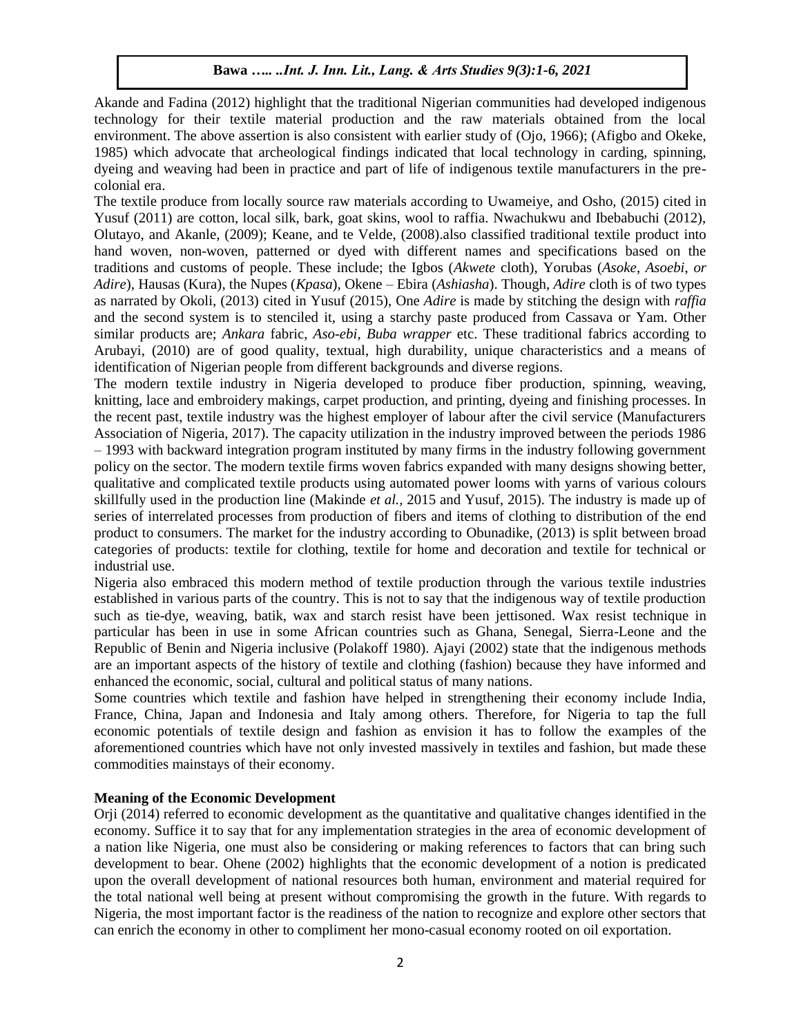Akande and Fadina (2012) highlight that the traditional Nigerian communities had developed indigenous technology for their textile material production and the raw materials obtained from the local environment. The above assertion is also consistent with earlier study of (Ojo, 1966); (Afigbo and Okeke, 1985) which advocate that archeological findings indicated that local technology in carding, spinning, dyeing and weaving had been in practice and part of life of indigenous textile manufacturers in the pre-colonial era.

The textile produce from locally source raw materials according to Uwameiye, and Osho, (2015) cited in Yusuf (2011) are cotton, local silk, bark, goat skins, wool to raffia. Nwachukwu and Ibebabuchi (2012), Olutayo, and Akanle, (2009); Keane, and te Velde, (2008).also classified traditional textile product into hand woven, non-woven, patterned or dyed with different names and specifications based on the traditions and customs of people. These include; the Igbos (*Akwete* cloth), Yorubas (*Asoke*, *Asoebi*, *or Adire*), Hausas (Kura), the Nupes (*Kpasa*), Okene – Ebira (*Ashiasha*). Though, *Adire* cloth is of two types as narrated by Okoli, (2013) cited in Yusuf (2015), One *Adire* is made by stitching the design with *raffia* and the second system is to stenciled it, using a starchy paste produced from Cassava or Yam. Other similar products are; *Ankara* fabric, *Aso-ebi*, *Buba wrapper* etc. These traditional fabrics according to Arubayi, (2010) are of good quality, textual, high durability, unique characteristics and a means of identification of Nigerian people from different backgrounds and diverse regions.

The modern textile industry in Nigeria developed to produce fiber production, spinning, weaving, knitting, lace and embroidery makings, carpet production, and printing, dyeing and finishing processes. In the recent past, textile industry was the highest employer of labour after the civil service (Manufacturers Association of Nigeria, 2017). The capacity utilization in the industry improved between the periods 1986 – 1993 with backward integration program instituted by many firms in the industry following government policy on the sector. The modern textile firms woven fabrics expanded with many designs showing better, qualitative and complicated textile products using automated power looms with yarns of various colours skillfully used in the production line (Makinde *et al.*, 2015 and Yusuf, 2015). The industry is made up of series of interrelated processes from production of fibers and items of clothing to distribution of the end product to consumers. The market for the industry according to Obunadike, (2013) is split between broad categories of products: textile for clothing, textile for home and decoration and textile for technical or industrial use.

Nigeria also embraced this modern method of textile production through the various textile industries established in various parts of the country. This is not to say that the indigenous way of textile production such as tie-dye, weaving, batik, wax and starch resist have been jettisoned. Wax resist technique in particular has been in use in some African countries such as Ghana, Senegal, Sierra-Leone and the Republic of Benin and Nigeria inclusive (Polakoff 1980). Ajayi (2002) state that the indigenous methods are an important aspects of the history of textile and clothing (fashion) because they have informed and enhanced the economic, social, cultural and political status of many nations.

Some countries which textile and fashion have helped in strengthening their economy include India, France, China, Japan and Indonesia and Italy among others. Therefore, for Nigeria to tap the full economic potentials of textile design and fashion as envision it has to follow the examples of the aforementioned countries which have not only invested massively in textiles and fashion, but made these commodities mainstays of their economy.

**Meaning of the Economic Development**

Orji (2014) referred to economic development as the quantitative and qualitative changes identified in the economy. Suffice it to say that for any implementation strategies in the area of economic development of a nation like Nigeria, one must also be considering or making references to factors that can bring such development to bear. Ohene (2002) highlights that the economic development of a notion is predicated upon the overall development of national resources both human, environment and material required for the total national well being at present without compromising the growth in the future. With regards to Nigeria, the most important factor is the readiness of the nation to recognize and explore other sectors that can enrich the economy in other to compliment her mono-casual economy rooted on oil exportation.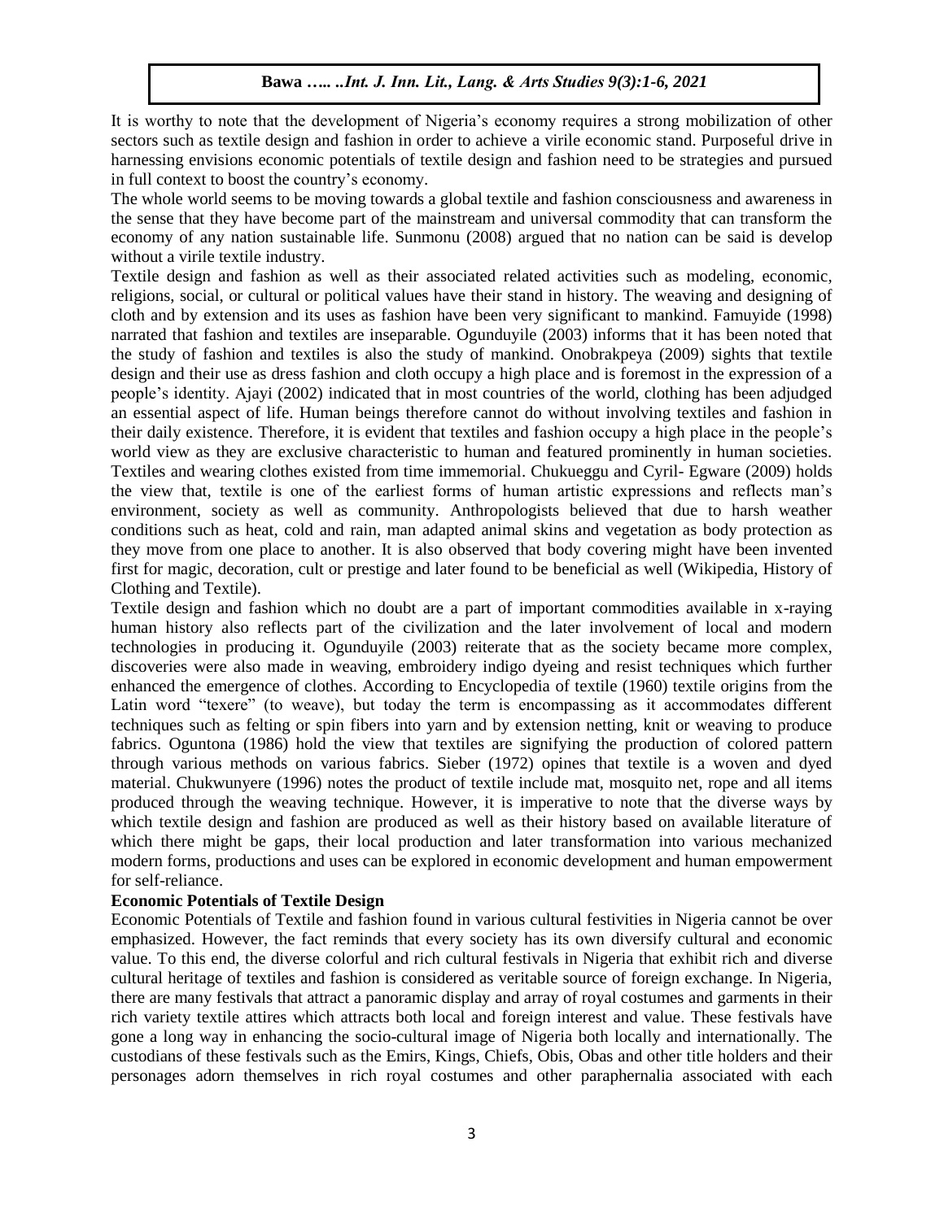It is worthy to note that the development of Nigeria's economy requires a strong mobilization of other sectors such as textile design and fashion in order to achieve a virile economic stand. Purposeful drive in harnessing envisions economic potentials of textile design and fashion need to be strategies and pursued in full context to boost the country's economy.

The whole world seems to be moving towards a global textile and fashion consciousness and awareness in the sense that they have become part of the mainstream and universal commodity that can transform the economy of any nation sustainable life. Sunmonu (2008) argued that no nation can be said is develop without a virile textile industry.

Textile design and fashion as well as their associated related activities such as modeling, economic, religions, social, or cultural or political values have their stand in history. The weaving and designing of cloth and by extension and its uses as fashion have been very significant to mankind. Famuyide (1998) narrated that fashion and textiles are inseparable. Ogunduyile (2003) informs that it has been noted that the study of fashion and textiles is also the study of mankind. Onobrakpeya (2009) sights that textile design and their use as dress fashion and cloth occupy a high place and is foremost in the expression of a people's identity. Ajayi (2002) indicated that in most countries of the world, clothing has been adjudged an essential aspect of life. Human beings therefore cannot do without involving textiles and fashion in their daily existence. Therefore, it is evident that textiles and fashion occupy a high place in the people's world view as they are exclusive characteristic to human and featured prominently in human societies. Textiles and wearing clothes existed from time immemorial. Chukueggu and Cyril- Egware (2009) holds the view that, textile is one of the earliest forms of human artistic expressions and reflects man's environment, society as well as community. Anthropologists believed that due to harsh weather conditions such as heat, cold and rain, man adapted animal skins and vegetation as body protection as they move from one place to another. It is also observed that body covering might have been invented first for magic, decoration, cult or prestige and later found to be beneficial as well (Wikipedia, History of Clothing and Textile).

Textile design and fashion which no doubt are a part of important commodities available in x-raying human history also reflects part of the civilization and the later involvement of local and modern technologies in producing it. Ogunduyile (2003) reiterate that as the society became more complex, discoveries were also made in weaving, embroidery indigo dyeing and resist techniques which further enhanced the emergence of clothes. According to Encyclopedia of textile (1960) textile origins from the Latin word "texere" (to weave), but today the term is encompassing as it accommodates different techniques such as felting or spin fibers into yarn and by extension netting, knit or weaving to produce fabrics. Oguntona (1986) hold the view that textiles are signifying the production of colored pattern through various methods on various fabrics. Sieber (1972) opines that textile is a woven and dyed material. Chukwunyere (1996) notes the product of textile include mat, mosquito net, rope and all items produced through the weaving technique. However, it is imperative to note that the diverse ways by which textile design and fashion are produced as well as their history based on available literature of which there might be gaps, their local production and later transformation into various mechanized modern forms, productions and uses can be explored in economic development and human empowerment for self-reliance.

**Economic Potentials of Textile Design**

Economic Potentials of Textile and fashion found in various cultural festivities in Nigeria cannot be over emphasized. However, the fact reminds that every society has its own diversify cultural and economic value. To this end, the diverse colorful and rich cultural festivals in Nigeria that exhibit rich and diverse cultural heritage of textiles and fashion is considered as veritable source of foreign exchange. In Nigeria, there are many festivals that attract a panoramic display and array of royal costumes and garments in their rich variety textile attires which attracts both local and foreign interest and value. These festivals have gone a long way in enhancing the socio-cultural image of Nigeria both locally and internationally. The custodians of these festivals such as the Emirs, Kings, Chiefs, Obis, Obas and other title holders and their personages adorn themselves in rich royal costumes and other paraphernalia associated with each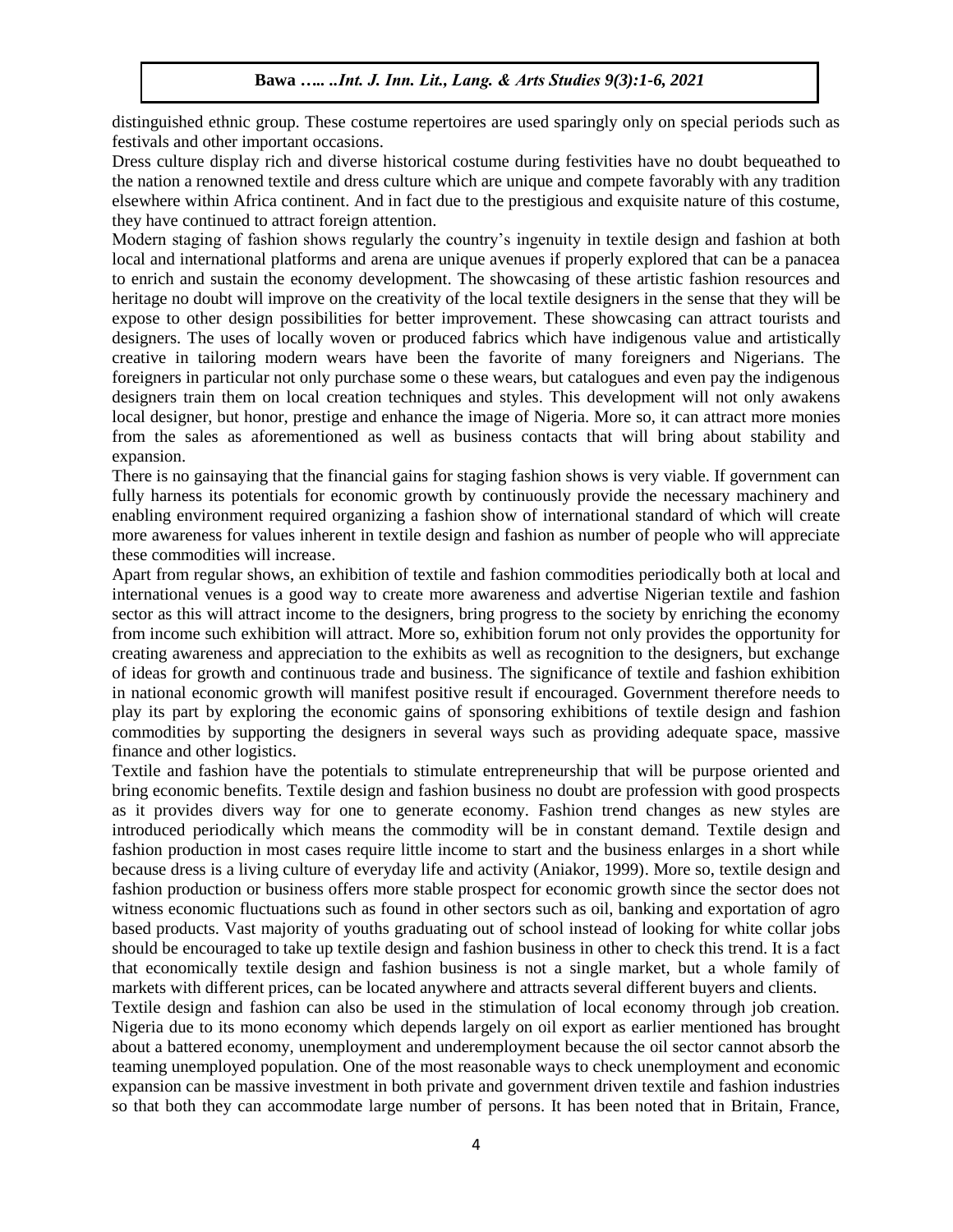distinguished ethnic group. These costume repertoires are used sparingly only on special periods such as festivals and other important occasions.

Dress culture display rich and diverse historical costume during festivities have no doubt bequeathed to the nation a renowned textile and dress culture which are unique and compete favorably with any tradition elsewhere within Africa continent. And in fact due to the prestigious and exquisite nature of this costume, they have continued to attract foreign attention.

Modern staging of fashion shows regularly the country's ingenuity in textile design and fashion at both local and international platforms and arena are unique avenues if properly explored that can be a panacea to enrich and sustain the economy development. The showcasing of these artistic fashion resources and heritage no doubt will improve on the creativity of the local textile designers in the sense that they will be expose to other design possibilities for better improvement. These showcasing can attract tourists and designers. The uses of locally woven or produced fabrics which have indigenous value and artistically creative in tailoring modern wears have been the favorite of many foreigners and Nigerians. The foreigners in particular not only purchase some o these wears, but catalogues and even pay the indigenous designers train them on local creation techniques and styles. This development will not only awakens local designer, but honor, prestige and enhance the image of Nigeria. More so, it can attract more monies from the sales as aforementioned as well as business contacts that will bring about stability and expansion.

There is no gainsaying that the financial gains for staging fashion shows is very viable. If government can fully harness its potentials for economic growth by continuously provide the necessary machinery and enabling environment required organizing a fashion show of international standard of which will create more awareness for values inherent in textile design and fashion as number of people who will appreciate these commodities will increase.

Apart from regular shows, an exhibition of textile and fashion commodities periodically both at local and international venues is a good way to create more awareness and advertise Nigerian textile and fashion sector as this will attract income to the designers, bring progress to the society by enriching the economy from income such exhibition will attract. More so, exhibition forum not only provides the opportunity for creating awareness and appreciation to the exhibits as well as recognition to the designers, but exchange of ideas for growth and continuous trade and business. The significance of textile and fashion exhibition in national economic growth will manifest positive result if encouraged. Government therefore needs to play its part by exploring the economic gains of sponsoring exhibitions of textile design and fashion commodities by supporting the designers in several ways such as providing adequate space, massive finance and other logistics.

Textile and fashion have the potentials to stimulate entrepreneurship that will be purpose oriented and bring economic benefits. Textile design and fashion business no doubt are profession with good prospects as it provides divers way for one to generate economy. Fashion trend changes as new styles are introduced periodically which means the commodity will be in constant demand. Textile design and fashion production in most cases require little income to start and the business enlarges in a short while because dress is a living culture of everyday life and activity (Aniakor, 1999). More so, textile design and fashion production or business offers more stable prospect for economic growth since the sector does not witness economic fluctuations such as found in other sectors such as oil, banking and exportation of agro based products. Vast majority of youths graduating out of school instead of looking for white collar jobs should be encouraged to take up textile design and fashion business in other to check this trend. It is a fact that economically textile design and fashion business is not a single market, but a whole family of markets with different prices, can be located anywhere and attracts several different buyers and clients.

Textile design and fashion can also be used in the stimulation of local economy through job creation. Nigeria due to its mono economy which depends largely on oil export as earlier mentioned has brought about a battered economy, unemployment and underemployment because the oil sector cannot absorb the teaming unemployed population. One of the most reasonable ways to check unemployment and economic expansion can be massive investment in both private and government driven textile and fashion industries so that both they can accommodate large number of persons. It has been noted that in Britain, France,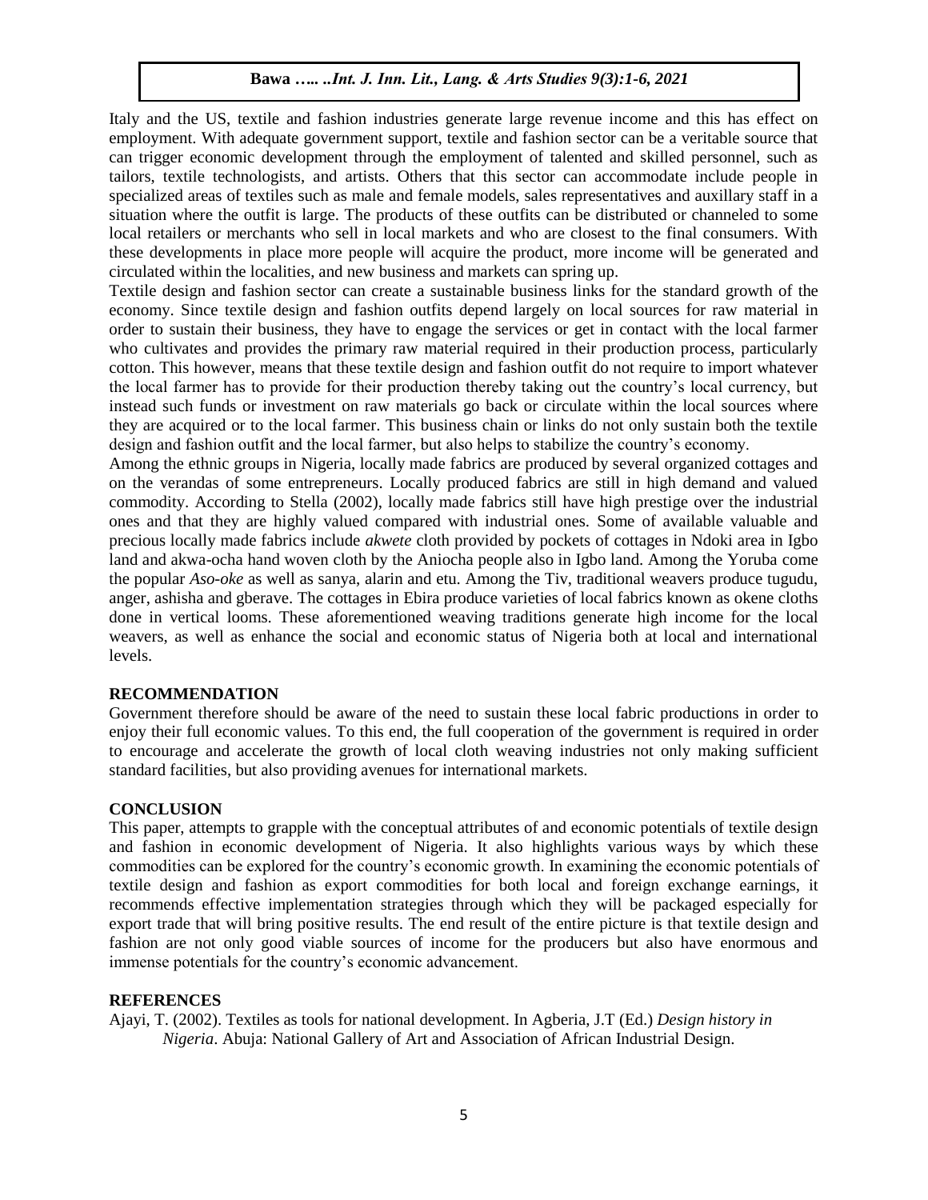Italy and the US, textile and fashion industries generate large revenue income and this has effect on employment. With adequate government support, textile and fashion sector can be a veritable source that can trigger economic development through the employment of talented and skilled personnel, such as tailors, textile technologists, and artists. Others that this sector can accommodate include people in specialized areas of textiles such as male and female models, sales representatives and auxillary staff in a situation where the outfit is large. The products of these outfits can be distributed or channeled to some local retailers or merchants who sell in local markets and who are closest to the final consumers. With these developments in place more people will acquire the product, more income will be generated and circulated within the localities, and new business and markets can spring up.

Textile design and fashion sector can create a sustainable business links for the standard growth of the economy. Since textile design and fashion outfits depend largely on local sources for raw material in order to sustain their business, they have to engage the services or get in contact with the local farmer who cultivates and provides the primary raw material required in their production process, particularly cotton. This however, means that these textile design and fashion outfit do not require to import whatever the local farmer has to provide for their production thereby taking out the country's local currency, but instead such funds or investment on raw materials go back or circulate within the local sources where they are acquired or to the local farmer. This business chain or links do not only sustain both the textile design and fashion outfit and the local farmer, but also helps to stabilize the country's economy.

Among the ethnic groups in Nigeria, locally made fabrics are produced by several organized cottages and on the verandas of some entrepreneurs. Locally produced fabrics are still in high demand and valued commodity. According to Stella (2002), locally made fabrics still have high prestige over the industrial ones and that they are highly valued compared with industrial ones. Some of available valuable and precious locally made fabrics include *akwete* cloth provided by pockets of cottages in Ndoki area in Igbo land and akwa-ocha hand woven cloth by the Aniocha people also in Igbo land. Among the Yoruba come the popular *Aso-oke* as well as sanya, alarin and etu. Among the Tiv, traditional weavers produce tugudu, anger, ashisha and gberave. The cottages in Ebira produce varieties of local fabrics known as okene cloths done in vertical looms. These aforementioned weaving traditions generate high income for the local weavers, as well as enhance the social and economic status of Nigeria both at local and international levels.

## RECOMMENDATION

Government therefore should be aware of the need to sustain these local fabric productions in order to enjoy their full economic values. To this end, the full cooperation of the government is required in order to encourage and accelerate the growth of local cloth weaving industries not only making sufficient standard facilities, but also providing avenues for international markets.

## CONCLUSION

This paper, attempts to grapple with the conceptual attributes of and economic potentials of textile design and fashion in economic development of Nigeria. It also highlights various ways by which these commodities can be explored for the country's economic growth. In examining the economic potentials of textile design and fashion as export commodities for both local and foreign exchange earnings, it recommends effective implementation strategies through which they will be packaged especially for export trade that will bring positive results. The end result of the entire picture is that textile design and fashion are not only good viable sources of income for the producers but also have enormous and immense potentials for the country's economic advancement.

## REFERENCES

Ajayi, T. (2002). Textiles as tools for national development. In Agberia, J.T (Ed.) *Design history in Nigeria*. Abuja: National Gallery of Art and Association of African Industrial Design.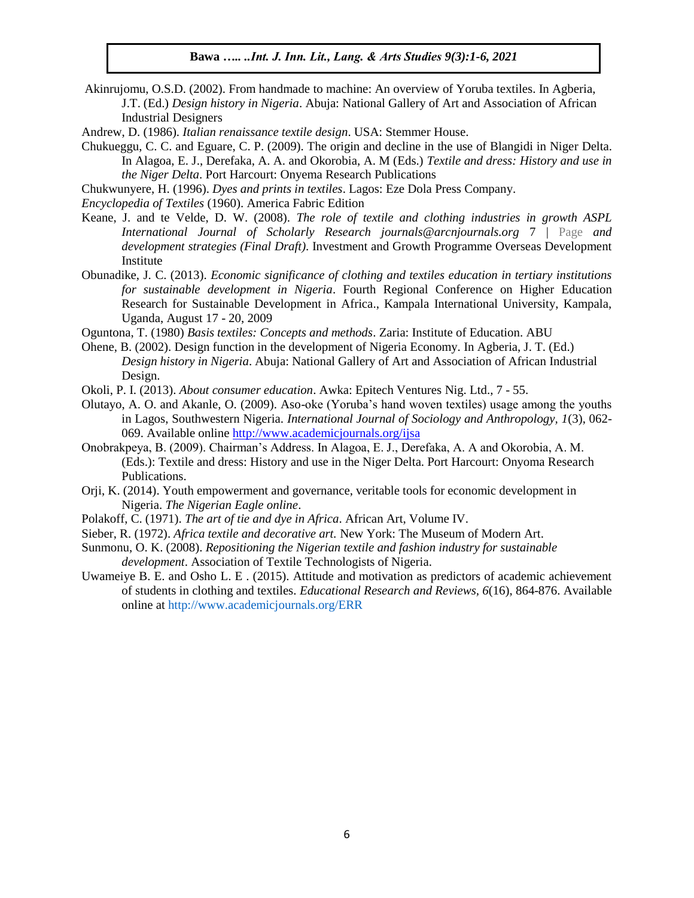Akinrujomu, O.S.D. (2002). From handmade to machine: An overview of Yoruba textiles. In Agberia, J.T. (Ed.) *Design history in Nigeria*. Abuja: National Gallery of Art and Association of African Industrial Designers

Andrew, D. (1986). *Italian renaissance textile design*. USA: Stemmer House.

Chukueggu, C. C. and Eguare, C. P. (2009). The origin and decline in the use of Blangidi in Niger Delta. In Alagoa, E. J., Derefaka, A. A. and Okorobia, A. M (Eds.) *Textile and dress: History and use in the Niger Delta*. Port Harcourt: Onyema Research Publications

Chukwunyere, H. (1996). *Dyes and prints in textiles*. Lagos: Eze Dola Press Company.

*Encyclopedia of Textiles* (1960). America Fabric Edition

Keane, J. and te Velde, D. W. (2008). *The role of textile and clothing industries in growth ASPL International Journal of Scholarly Research journals@arcnjournals.org* 7 | Page *and development strategies (Final Draft)*. Investment and Growth Programme Overseas Development Institute

Obunadike, J. C. (2013). *Economic significance of clothing and textiles education in tertiary institutions for sustainable development in Nigeria*. Fourth Regional Conference on Higher Education Research for Sustainable Development in Africa., Kampala International University, Kampala, Uganda, August 17 - 20, 2009

Oguntona, T. (1980) *Basis textiles: Concepts and methods*. Zaria: Institute of Education. ABU

Ohene, B. (2002). Design function in the development of Nigeria Economy. In Agberia, J. T. (Ed.) *Design history in Nigeria*. Abuja: National Gallery of Art and Association of African Industrial Design.

Okoli, P. I. (2013). *About consumer education*. Awka: Epitech Ventures Nig. Ltd., 7 - 55.

Olutayo, A. O. and Akanle, O. (2009). Aso-oke (Yoruba's hand woven textiles) usage among the youths in Lagos, Southwestern Nigeria. *International Journal of Sociology and Anthropology, 1*(3), 062-069. Available online http://www.academicjournals.org/ijsa

Onobrakpeya, B. (2009). Chairman's Address. In Alagoa, E. J., Derefaka, A. A and Okorobia, A. M. (Eds.): Textile and dress: History and use in the Niger Delta. Port Harcourt: Onyoma Research Publications.

Orji, K. (2014). Youth empowerment and governance, veritable tools for economic development in Nigeria. *The Nigerian Eagle online*.

Polakoff, C. (1971). *The art of tie and dye in Africa*. African Art, Volume IV.

Sieber, R. (1972). *Africa textile and decorative art.* New York: The Museum of Modern Art.

Sunmonu, O. K. (2008). *Repositioning the Nigerian textile and fashion industry for sustainable development*. Association of Textile Technologists of Nigeria.

Uwameiye B. E. and Osho L. E . (2015). Attitude and motivation as predictors of academic achievement of students in clothing and textiles. *Educational Research and Reviews, 6*(16), 864-876. Available online at http://www.academicjournals.org/ERR